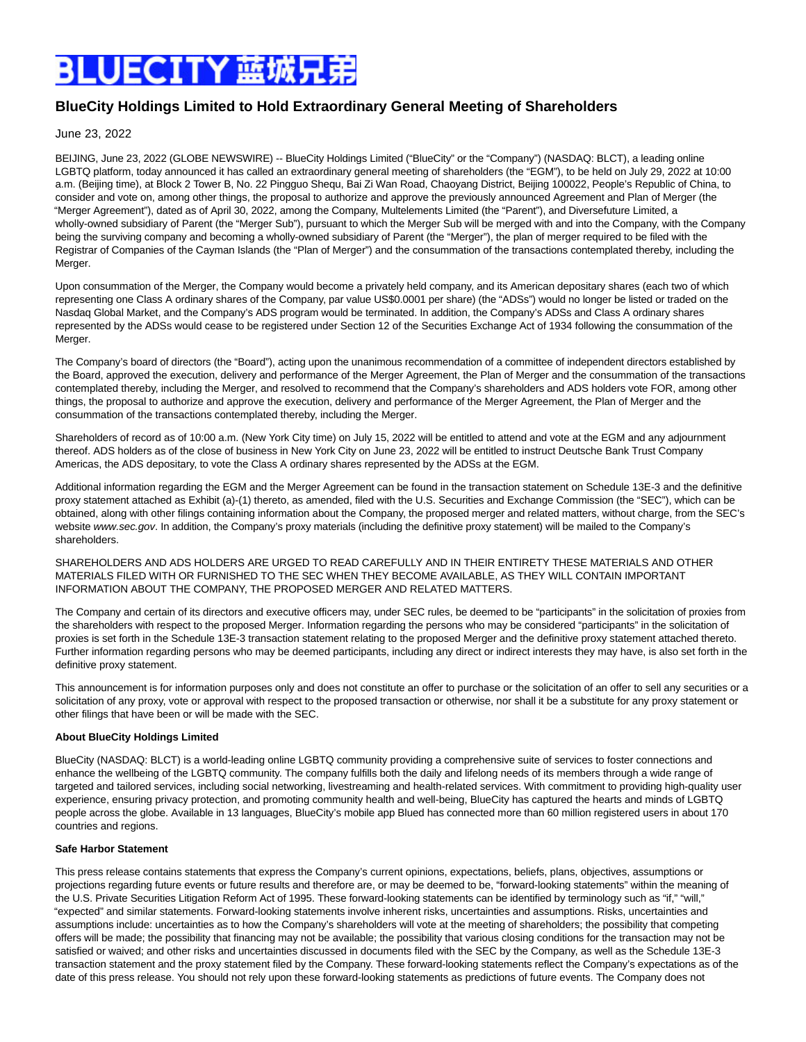# BLUECITY 蓝城兄弟

## BlueCity Holdings Limited to Hold Extraordinary General Meeting of Shareholders

June 23, 2022

BEIJING, June 23, 2022 (GLOBE NEWSWIRE) -- BlueCity Holdings Limited ("BlueCity" or the "Company") (NASDAQ: BLCT), a leading online LGBTQ platform, today announced it has called an extraordinary general meeting of shareholders (the "EGM"), to be held on July 29, 2022 at 10:00 a.m. (Beijing time), at Block 2 Tower B, No. 22 Pingguo Shequ, Bai Zi Wan Road, Chaoyang District, Beijing 100022, People's Republic of China, to consider and vote on, among other things, the proposal to authorize and approve the previously announced Agreement and Plan of Merger (the "Merger Agreement"), dated as of April 30, 2022, among the Company, Multelements Limited (the "Parent"), and Diversefuture Limited, a wholly-owned subsidiary of Parent (the "Merger Sub"), pursuant to which the Merger Sub will be merged with and into the Company, with the Company being the surviving company and becoming a wholly-owned subsidiary of Parent (the "Merger"), the plan of merger required to be filed with the Registrar of Companies of the Cayman Islands (the "Plan of Merger") and the consummation of the transactions contemplated thereby, including the Merger.

Upon consummation of the Merger, the Company would become a privately held company, and its American depositary shares (each two of which representing one Class A ordinary shares of the Company, par value US$0.0001 per share) (the "ADSs") would no longer be listed or traded on the Nasdaq Global Market, and the Company's ADS program would be terminated. In addition, the Company's ADSs and Class A ordinary shares represented by the ADSs would cease to be registered under Section 12 of the Securities Exchange Act of 1934 following the consummation of the Merger.

The Company's board of directors (the "Board"), acting upon the unanimous recommendation of a committee of independent directors established by the Board, approved the execution, delivery and performance of the Merger Agreement, the Plan of Merger and the consummation of the transactions contemplated thereby, including the Merger, and resolved to recommend that the Company's shareholders and ADS holders vote FOR, among other things, the proposal to authorize and approve the execution, delivery and performance of the Merger Agreement, the Plan of Merger and the consummation of the transactions contemplated thereby, including the Merger.

Shareholders of record as of 10:00 a.m. (New York City time) on July 15, 2022 will be entitled to attend and vote at the EGM and any adjournment thereof. ADS holders as of the close of business in New York City on June 23, 2022 will be entitled to instruct Deutsche Bank Trust Company Americas, the ADS depositary, to vote the Class A ordinary shares represented by the ADSs at the EGM.

Additional information regarding the EGM and the Merger Agreement can be found in the transaction statement on Schedule 13E-3 and the definitive proxy statement attached as Exhibit (a)-(1) thereto, as amended, filed with the U.S. Securities and Exchange Commission (the "SEC"), which can be obtained, along with other filings containing information about the Company, the proposed merger and related matters, without charge, from the SEC's website *www.sec.gov*. In addition, the Company's proxy materials (including the definitive proxy statement) will be mailed to the Company's shareholders.

SHAREHOLDERS AND ADS HOLDERS ARE URGED TO READ CAREFULLY AND IN THEIR ENTIRETY THESE MATERIALS AND OTHER MATERIALS FILED WITH OR FURNISHED TO THE SEC WHEN THEY BECOME AVAILABLE, AS THEY WILL CONTAIN IMPORTANT INFORMATION ABOUT THE COMPANY, THE PROPOSED MERGER AND RELATED MATTERS.

The Company and certain of its directors and executive officers may, under SEC rules, be deemed to be "participants" in the solicitation of proxies from the shareholders with respect to the proposed Merger. Information regarding the persons who may be considered "participants" in the solicitation of proxies is set forth in the Schedule 13E-3 transaction statement relating to the proposed Merger and the definitive proxy statement attached thereto. Further information regarding persons who may be deemed participants, including any direct or indirect interests they may have, is also set forth in the definitive proxy statement.

This announcement is for information purposes only and does not constitute an offer to purchase or the solicitation of an offer to sell any securities or a solicitation of any proxy, vote or approval with respect to the proposed transaction or otherwise, nor shall it be a substitute for any proxy statement or other filings that have been or will be made with the SEC.

**About BlueCity Holdings Limited**

BlueCity (NASDAQ: BLCT) is a world-leading online LGBTQ community providing a comprehensive suite of services to foster connections and enhance the wellbeing of the LGBTQ community. The company fulfills both the daily and lifelong needs of its members through a wide range of targeted and tailored services, including social networking, livestreaming and health-related services. With commitment to providing high-quality user experience, ensuring privacy protection, and promoting community health and well-being, BlueCity has captured the hearts and minds of LGBTQ people across the globe. Available in 13 languages, BlueCity's mobile app Blued has connected more than 60 million registered users in about 170 countries and regions.

**Safe Harbor Statement**

This press release contains statements that express the Company's current opinions, expectations, beliefs, plans, objectives, assumptions or projections regarding future events or future results and therefore are, or may be deemed to be, "forward-looking statements" within the meaning of the U.S. Private Securities Litigation Reform Act of 1995. These forward-looking statements can be identified by terminology such as "if," "will," "expected" and similar statements. Forward-looking statements involve inherent risks, uncertainties and assumptions. Risks, uncertainties and assumptions include: uncertainties as to how the Company's shareholders will vote at the meeting of shareholders; the possibility that competing offers will be made; the possibility that financing may not be available; the possibility that various closing conditions for the transaction may not be satisfied or waived; and other risks and uncertainties discussed in documents filed with the SEC by the Company, as well as the Schedule 13E-3 transaction statement and the proxy statement filed by the Company. These forward-looking statements reflect the Company's expectations as of the date of this press release. You should not rely upon these forward-looking statements as predictions of future events. The Company does not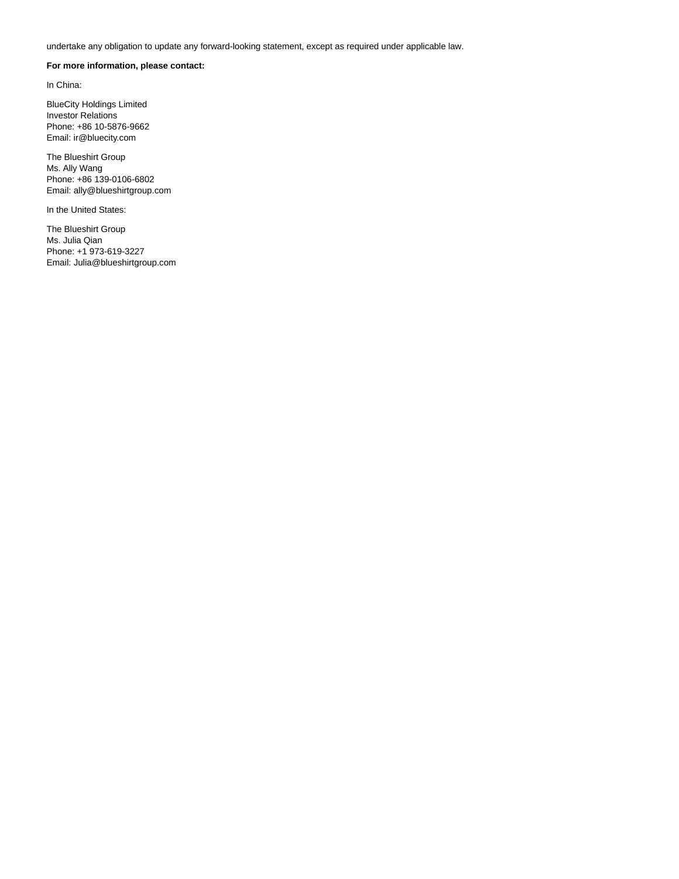undertake any obligation to update any forward-looking statement, except as required under applicable law.

**For more information, please contact:**

In China:

BlueCity Holdings Limited
Investor Relations
Phone: +86 10-5876-9662
Email: ir@bluecity.com

The Blueshirt Group
Ms. Ally Wang
Phone: +86 139-0106-6802
Email: ally@blueshirtgroup.com

In the United States:

The Blueshirt Group
Ms. Julia Qian
Phone: +1 973-619-3227
Email: Julia@blueshirtgroup.com